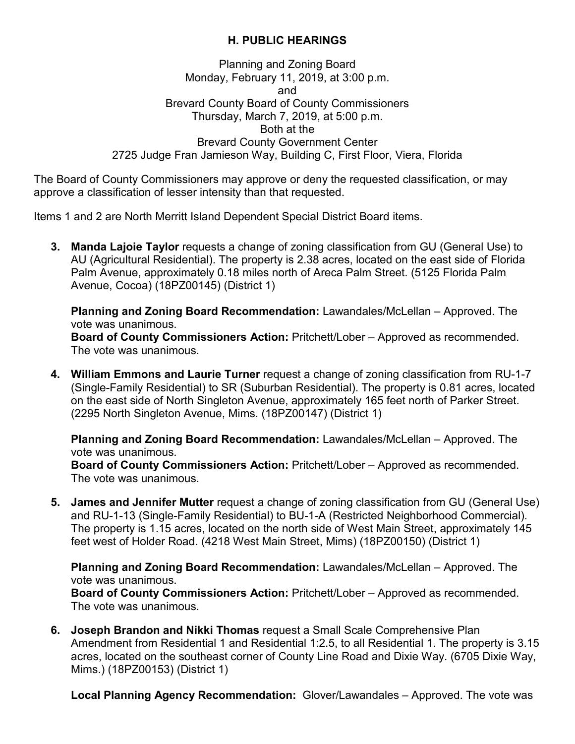## H. PUBLIC HEARINGS

Planning and Zoning Board
Monday, February 11, 2019, at 3:00 p.m.
and
Brevard County Board of County Commissioners
Thursday, March 7, 2019, at 5:00 p.m.
Both at the
Brevard County Government Center
2725 Judge Fran Jamieson Way, Building C, First Floor, Viera, Florida

The Board of County Commissioners may approve or deny the requested classification, or may approve a classification of lesser intensity than that requested.

Items 1 and 2 are North Merritt Island Dependent Special District Board items.

3. **Manda Lajoie Taylor** requests a change of zoning classification from GU (General Use) to AU (Agricultural Residential). The property is 2.38 acres, located on the east side of Florida Palm Avenue, approximately 0.18 miles north of Areca Palm Street. (5125 Florida Palm Avenue, Cocoa) (18PZ00145) (District 1)

   **Planning and Zoning Board Recommendation:** Lawandales/McLellan – Approved. The vote was unanimous.
   **Board of County Commissioners Action:** Pritchett/Lober – Approved as recommended. The vote was unanimous.

4. **William Emmons and Laurie Turner** request a change of zoning classification from RU-1-7 (Single-Family Residential) to SR (Suburban Residential). The property is 0.81 acres, located on the east side of North Singleton Avenue, approximately 165 feet north of Parker Street. (2295 North Singleton Avenue, Mims. (18PZ00147) (District 1)

   **Planning and Zoning Board Recommendation:** Lawandales/McLellan – Approved. The vote was unanimous.
   **Board of County Commissioners Action:** Pritchett/Lober – Approved as recommended. The vote was unanimous.

5. **James and Jennifer Mutter** request a change of zoning classification from GU (General Use) and RU-1-13 (Single-Family Residential) to BU-1-A (Restricted Neighborhood Commercial). The property is 1.15 acres, located on the north side of West Main Street, approximately 145 feet west of Holder Road. (4218 West Main Street, Mims) (18PZ00150) (District 1)

   **Planning and Zoning Board Recommendation:** Lawandales/McLellan – Approved. The vote was unanimous.
   **Board of County Commissioners Action:** Pritchett/Lober – Approved as recommended. The vote was unanimous.

6. **Joseph Brandon and Nikki Thomas** request a Small Scale Comprehensive Plan Amendment from Residential 1 and Residential 1:2.5, to all Residential 1. The property is 3.15 acres, located on the southeast corner of County Line Road and Dixie Way. (6705 Dixie Way, Mims.) (18PZ00153) (District 1)

   **Local Planning Agency Recommendation:** Glover/Lawandales – Approved. The vote was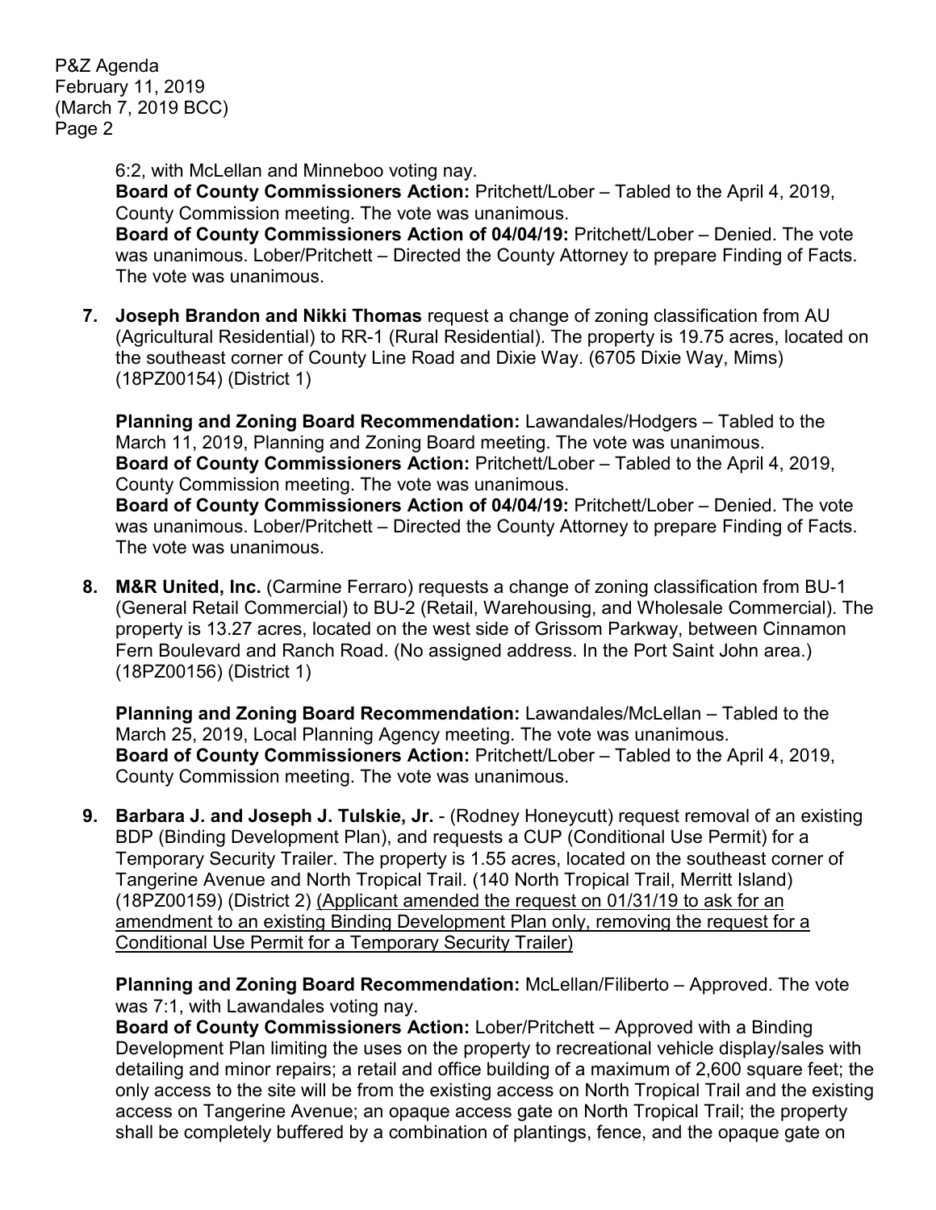6:2, with McLellan and Minneboo voting nay.
**Board of County Commissioners Action:** Pritchett/Lober – Tabled to the April 4, 2019, County Commission meeting. The vote was unanimous.
**Board of County Commissioners Action of 04/04/19:** Pritchett/Lober – Denied. The vote was unanimous. Lober/Pritchett – Directed the County Attorney to prepare Finding of Facts. The vote was unanimous.

7. **Joseph Brandon and Nikki Thomas** request a change of zoning classification from AU (Agricultural Residential) to RR-1 (Rural Residential). The property is 19.75 acres, located on the southeast corner of County Line Road and Dixie Way. (6705 Dixie Way, Mims) (18PZ00154) (District 1)

   **Planning and Zoning Board Recommendation:** Lawandales/Hodgers – Tabled to the March 11, 2019, Planning and Zoning Board meeting. The vote was unanimous.
   **Board of County Commissioners Action:** Pritchett/Lober – Tabled to the April 4, 2019, County Commission meeting. The vote was unanimous.
   **Board of County Commissioners Action of 04/04/19:** Pritchett/Lober – Denied. The vote was unanimous. Lober/Pritchett – Directed the County Attorney to prepare Finding of Facts. The vote was unanimous.

8. **M&R United, Inc.** (Carmine Ferraro) requests a change of zoning classification from BU-1 (General Retail Commercial) to BU-2 (Retail, Warehousing, and Wholesale Commercial). The property is 13.27 acres, located on the west side of Grissom Parkway, between Cinnamon Fern Boulevard and Ranch Road. (No assigned address. In the Port Saint John area.) (18PZ00156) (District 1)

   **Planning and Zoning Board Recommendation:** Lawandales/McLellan – Tabled to the March 25, 2019, Local Planning Agency meeting. The vote was unanimous.
   **Board of County Commissioners Action:** Pritchett/Lober – Tabled to the April 4, 2019, County Commission meeting. The vote was unanimous.

9. **Barbara J. and Joseph J. Tulskie, Jr.** - (Rodney Honeycutt) request removal of an existing BDP (Binding Development Plan), and requests a CUP (Conditional Use Permit) for a Temporary Security Trailer. The property is 1.55 acres, located on the southeast corner of Tangerine Avenue and North Tropical Trail. (140 North Tropical Trail, Merritt Island) (18PZ00159) (District 2) <u>(Applicant amended the request on 01/31/19 to ask for an amendment to an existing Binding Development Plan only, removing the request for a Conditional Use Permit for a Temporary Security Trailer)</u>

   **Planning and Zoning Board Recommendation:** McLellan/Filiberto – Approved. The vote was 7:1, with Lawandales voting nay.
   **Board of County Commissioners Action:** Lober/Pritchett – Approved with a Binding Development Plan limiting the uses on the property to recreational vehicle display/sales with detailing and minor repairs; a retail and office building of a maximum of 2,600 square feet; the only access to the site will be from the existing access on North Tropical Trail and the existing access on Tangerine Avenue; an opaque access gate on North Tropical Trail; the property shall be completely buffered by a combination of plantings, fence, and the opaque gate on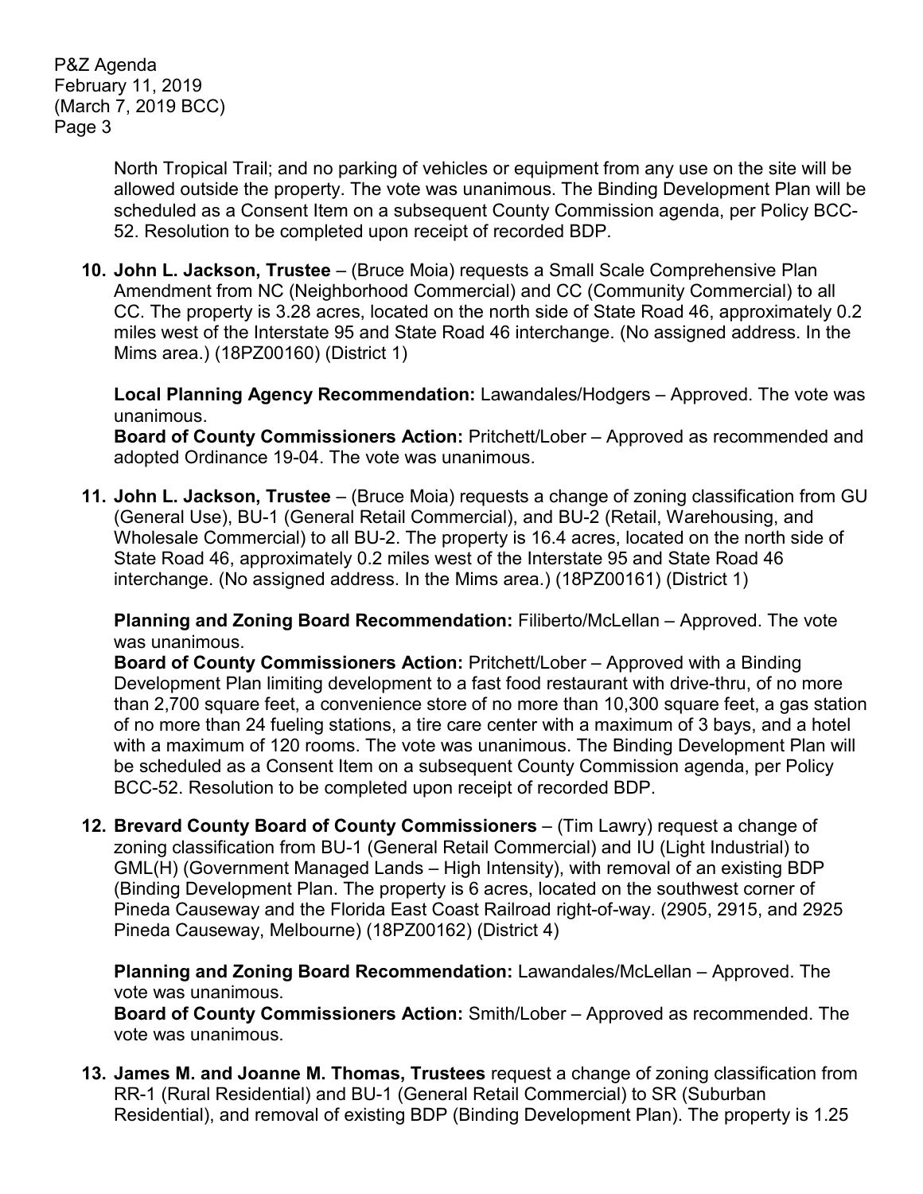North Tropical Trail; and no parking of vehicles or equipment from any use on the site will be allowed outside the property. The vote was unanimous. The Binding Development Plan will be scheduled as a Consent Item on a subsequent County Commission agenda, per Policy BCC-52. Resolution to be completed upon receipt of recorded BDP.

10. **John L. Jackson, Trustee** – (Bruce Moia) requests a Small Scale Comprehensive Plan Amendment from NC (Neighborhood Commercial) and CC (Community Commercial) to all CC. The property is 3.28 acres, located on the north side of State Road 46, approximately 0.2 miles west of the Interstate 95 and State Road 46 interchange. (No assigned address. In the Mims area.) (18PZ00160) (District 1)

    **Local Planning Agency Recommendation:** Lawandales/Hodgers – Approved. The vote was unanimous.
    **Board of County Commissioners Action:** Pritchett/Lober – Approved as recommended and adopted Ordinance 19-04. The vote was unanimous.

11. **John L. Jackson, Trustee** – (Bruce Moia) requests a change of zoning classification from GU (General Use), BU-1 (General Retail Commercial), and BU-2 (Retail, Warehousing, and Wholesale Commercial) to all BU-2. The property is 16.4 acres, located on the north side of State Road 46, approximately 0.2 miles west of the Interstate 95 and State Road 46 interchange. (No assigned address. In the Mims area.) (18PZ00161) (District 1)

    **Planning and Zoning Board Recommendation:** Filiberto/McLellan – Approved. The vote was unanimous.
    **Board of County Commissioners Action:** Pritchett/Lober – Approved with a Binding Development Plan limiting development to a fast food restaurant with drive-thru, of no more than 2,700 square feet, a convenience store of no more than 10,300 square feet, a gas station of no more than 24 fueling stations, a tire care center with a maximum of 3 bays, and a hotel with a maximum of 120 rooms. The vote was unanimous. The Binding Development Plan will be scheduled as a Consent Item on a subsequent County Commission agenda, per Policy BCC-52. Resolution to be completed upon receipt of recorded BDP.

12. **Brevard County Board of County Commissioners** – (Tim Lawry) request a change of zoning classification from BU-1 (General Retail Commercial) and IU (Light Industrial) to GML(H) (Government Managed Lands – High Intensity), with removal of an existing BDP (Binding Development Plan. The property is 6 acres, located on the southwest corner of Pineda Causeway and the Florida East Coast Railroad right-of-way. (2905, 2915, and 2925 Pineda Causeway, Melbourne) (18PZ00162) (District 4)

    **Planning and Zoning Board Recommendation:** Lawandales/McLellan – Approved. The vote was unanimous.
    **Board of County Commissioners Action:** Smith/Lober – Approved as recommended. The vote was unanimous.

13. **James M. and Joanne M. Thomas, Trustees** request a change of zoning classification from RR-1 (Rural Residential) and BU-1 (General Retail Commercial) to SR (Suburban Residential), and removal of existing BDP (Binding Development Plan). The property is 1.25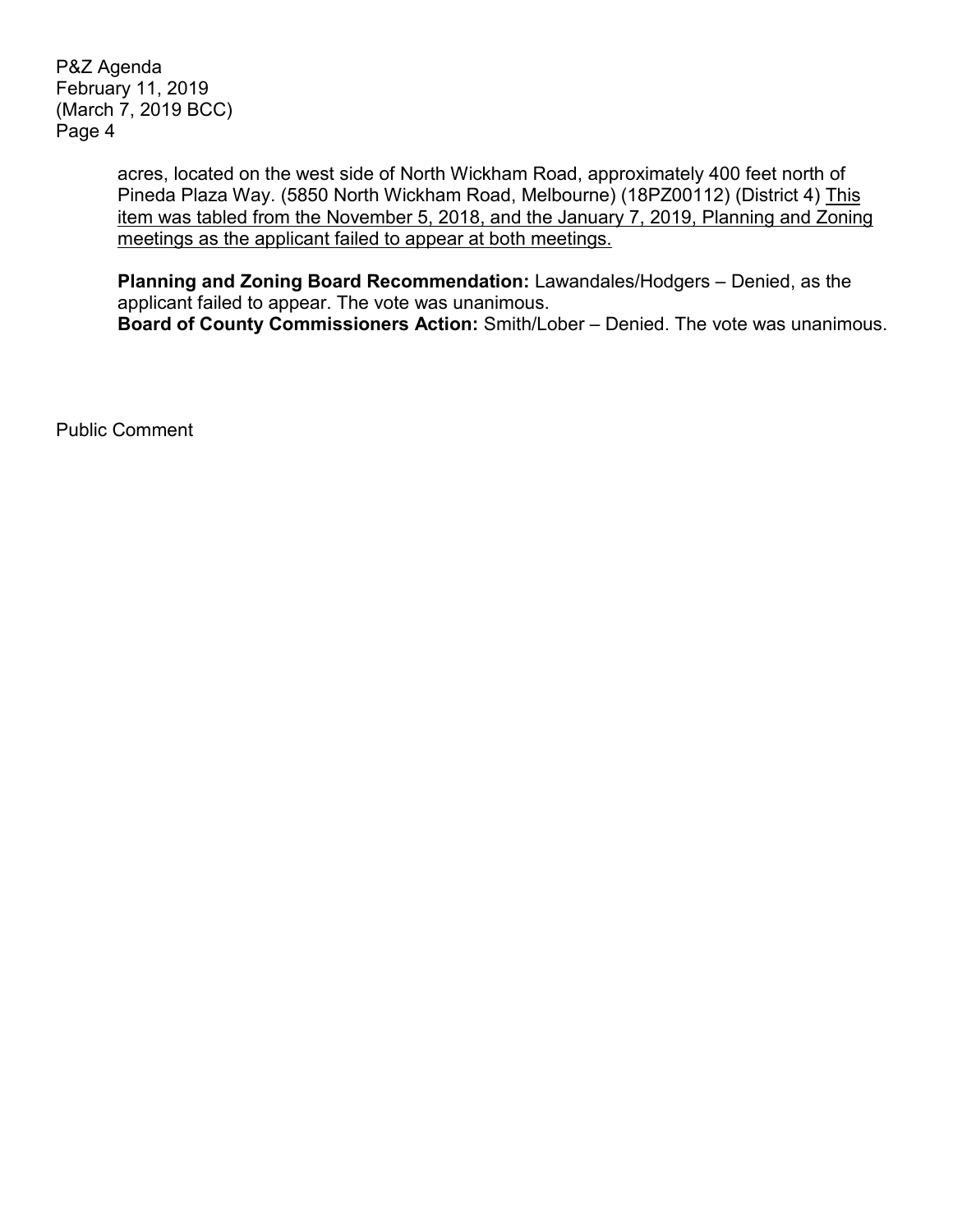acres, located on the west side of North Wickham Road, approximately 400 feet north of Pineda Plaza Way. (5850 North Wickham Road, Melbourne) (18PZ00112) (District 4) <u>This item was tabled from the November 5, 2018, and the January 7, 2019, Planning and Zoning meetings as the applicant failed to appear at both meetings.</u>

**Planning and Zoning Board Recommendation:** Lawandales/Hodgers – Denied, as the applicant failed to appear. The vote was unanimous.
**Board of County Commissioners Action:** Smith/Lober – Denied. The vote was unanimous.

Public Comment